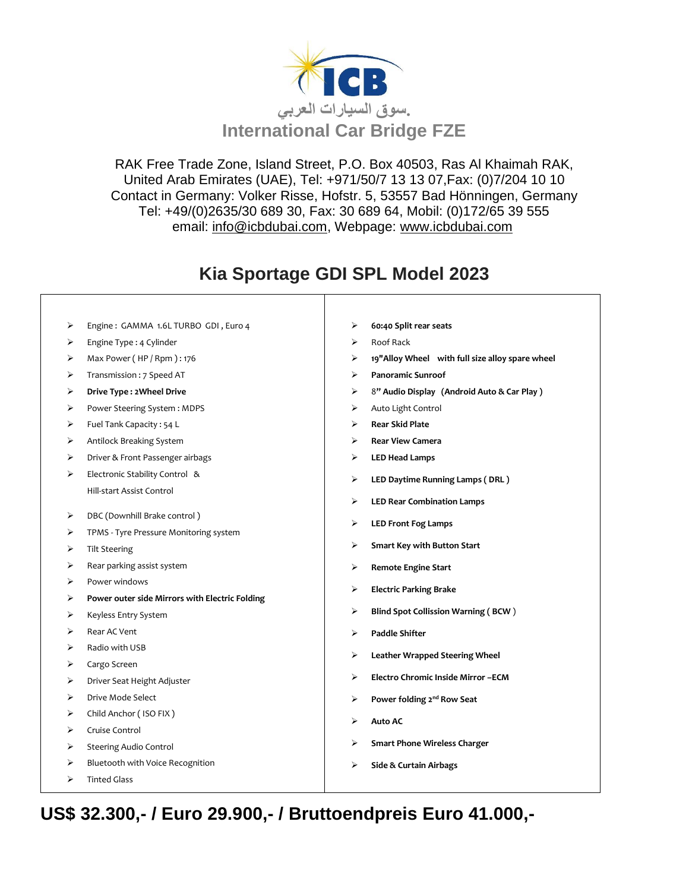ICB

.سوق السيارات العربي

**International Car Bridge FZE**

RAK Free Trade Zone, Island Street, P.O. Box 40503, Ras Al Khaimah RAK, United Arab Emirates (UAE), Tel: +971/50/7 13 13 07,Fax: (0)7/204 10 10
Contact in Germany: Volker Risse, Hofstr. 5, 53557 Bad Hönningen, Germany
Tel: +49/(0)2635/30 689 30, Fax: 30 689 64, Mobil: (0)172/65 39 555
email: info@icbdubai.com, Webpage: www.icbdubai.com

# Kia Sportage GDI SPL Model 2023

- Engine : GAMMA 1.6L TURBO GDI , Euro 4
- Engine Type : 4 Cylinder
- Max Power ( HP / Rpm ) : 176
- Transmission : 7 Speed AT
- **Drive Type : 2Wheel Drive**
- Power Steering System : MDPS
- Fuel Tank Capacity : 54 L
- Antilock Breaking System
- Driver & Front Passenger airbags
- Electronic Stability Control & Hill-start Assist Control
- DBC (Downhill Brake control )
- TPMS - Tyre Pressure Monitoring system
- Tilt Steering
- Rear parking assist system
- Power windows
- **Power outer side Mirrors with Electric Folding**
- Keyless Entry System
- Rear AC Vent
- Radio with USB
- Cargo Screen
- Driver Seat Height Adjuster
- Drive Mode Select
- Child Anchor ( ISO FIX )
- Cruise Control
- Steering Audio Control
- Bluetooth with Voice Recognition
- Tinted Glass
- **60:40 Split rear seats**
- Roof Rack
- **19"Alloy Wheel with full size alloy spare wheel**
- **Panoramic Sunroof**
- 8**" Audio Display (Android Auto & Car Play )**
- Auto Light Control
- **Rear Skid Plate**
- **Rear View Camera**
- **LED Head Lamps**
- **LED Daytime Running Lamps ( DRL )**
- **LED Rear Combination Lamps**
- **LED Front Fog Lamps**
- **Smart Key with Button Start**
- **Remote Engine Start**
- **Electric Parking Brake**
- **Blind Spot Collission Warning ( BCW )**
- **Paddle Shifter**
- **Leather Wrapped Steering Wheel**
- **Electro Chromic Inside Mirror –ECM**
- **Power folding 2nd Row Seat**
- **Auto AC**
- **Smart Phone Wireless Charger**
- **Side & Curtain Airbags**

**US$ 32.300,- / Euro 29.900,- / Bruttoendpreis Euro 41.000,-**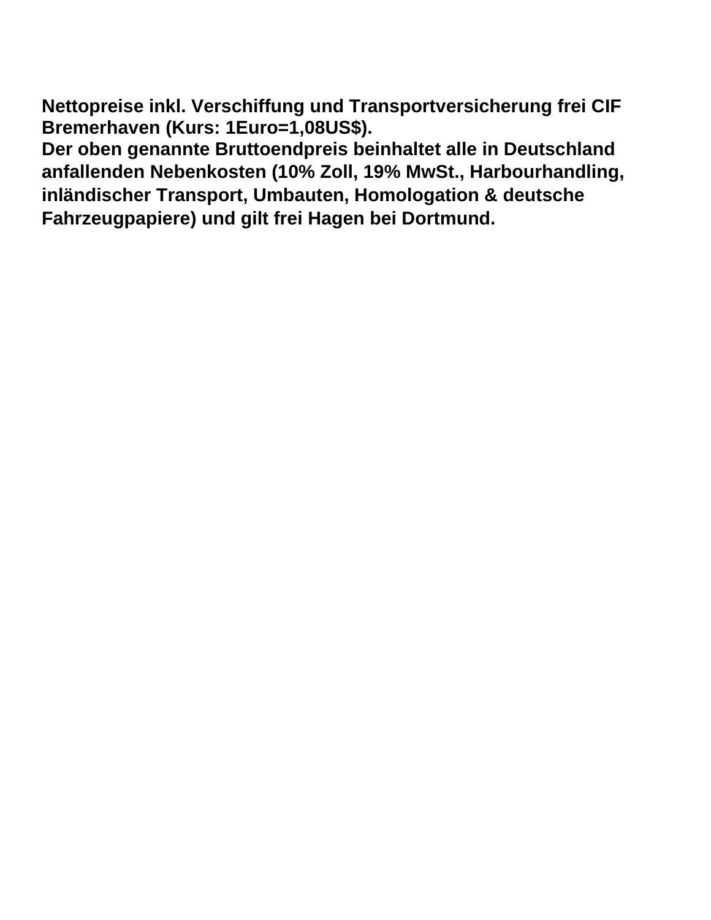**Nettopreise inkl. Verschiffung und Transportversicherung frei CIF Bremerhaven (Kurs: 1Euro=1,08US$).**
**Der oben genannte Bruttoendpreis beinhaltet alle in Deutschland anfallenden Nebenkosten (10% Zoll, 19% MwSt., Harbourhandling, inländischer Transport, Umbauten, Homologation & deutsche Fahrzeugpapiere) und gilt frei Hagen bei Dortmund.**